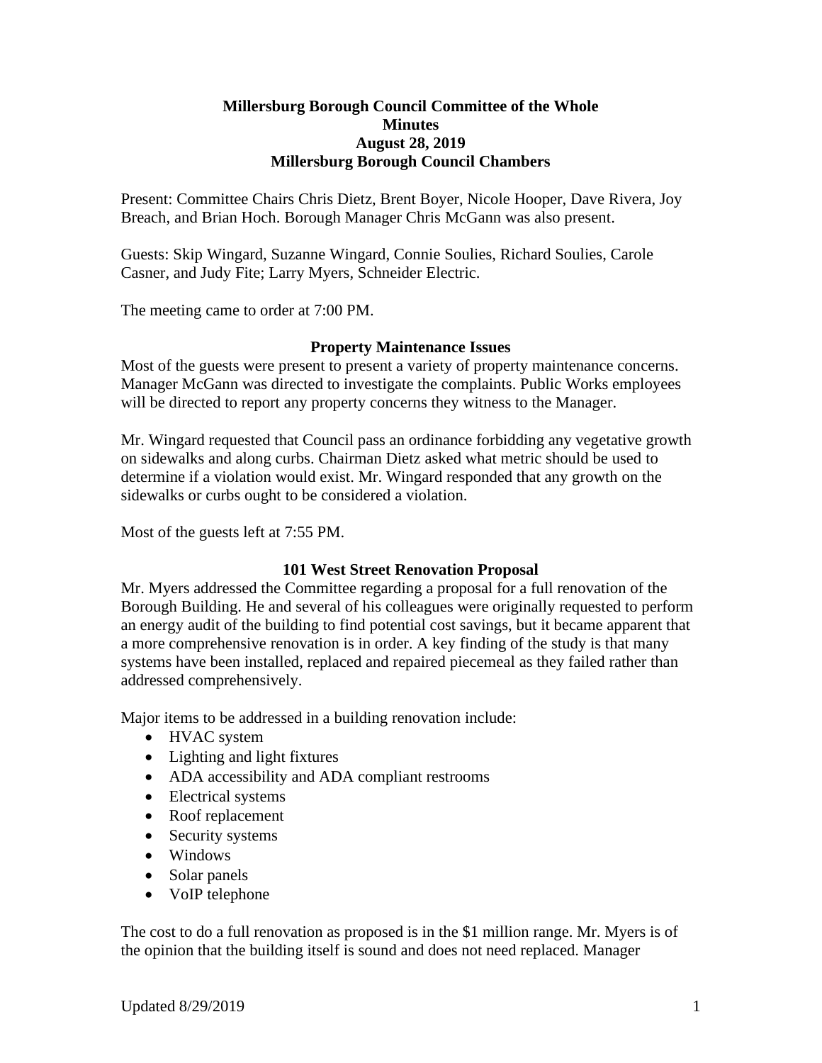# Millersburg Borough Council Committee of the Whole
# Minutes
# August 28, 2019
# Millersburg Borough Council Chambers

Present: Committee Chairs Chris Dietz, Brent Boyer, Nicole Hooper, Dave Rivera, Joy Breach, and Brian Hoch. Borough Manager Chris McGann was also present.

Guests: Skip Wingard, Suzanne Wingard, Connie Soulies, Richard Soulies, Carole Casner, and Judy Fite; Larry Myers, Schneider Electric.

The meeting came to order at 7:00 PM.

## Property Maintenance Issues

Most of the guests were present to present a variety of property maintenance concerns. Manager McGann was directed to investigate the complaints. Public Works employees will be directed to report any property concerns they witness to the Manager.

Mr. Wingard requested that Council pass an ordinance forbidding any vegetative growth on sidewalks and along curbs. Chairman Dietz asked what metric should be used to determine if a violation would exist. Mr. Wingard responded that any growth on the sidewalks or curbs ought to be considered a violation.

Most of the guests left at 7:55 PM.

## 101 West Street Renovation Proposal

Mr. Myers addressed the Committee regarding a proposal for a full renovation of the Borough Building. He and several of his colleagues were originally requested to perform an energy audit of the building to find potential cost savings, but it became apparent that a more comprehensive renovation is in order. A key finding of the study is that many systems have been installed, replaced and repaired piecemeal as they failed rather than addressed comprehensively.

Major items to be addressed in a building renovation include:

- HVAC system
- Lighting and light fixtures
- ADA accessibility and ADA compliant restrooms
- Electrical systems
- Roof replacement
- Security systems
- Windows
- Solar panels
- VoIP telephone

The cost to do a full renovation as proposed is in the $1 million range. Mr. Myers is of the opinion that the building itself is sound and does not need replaced. Manager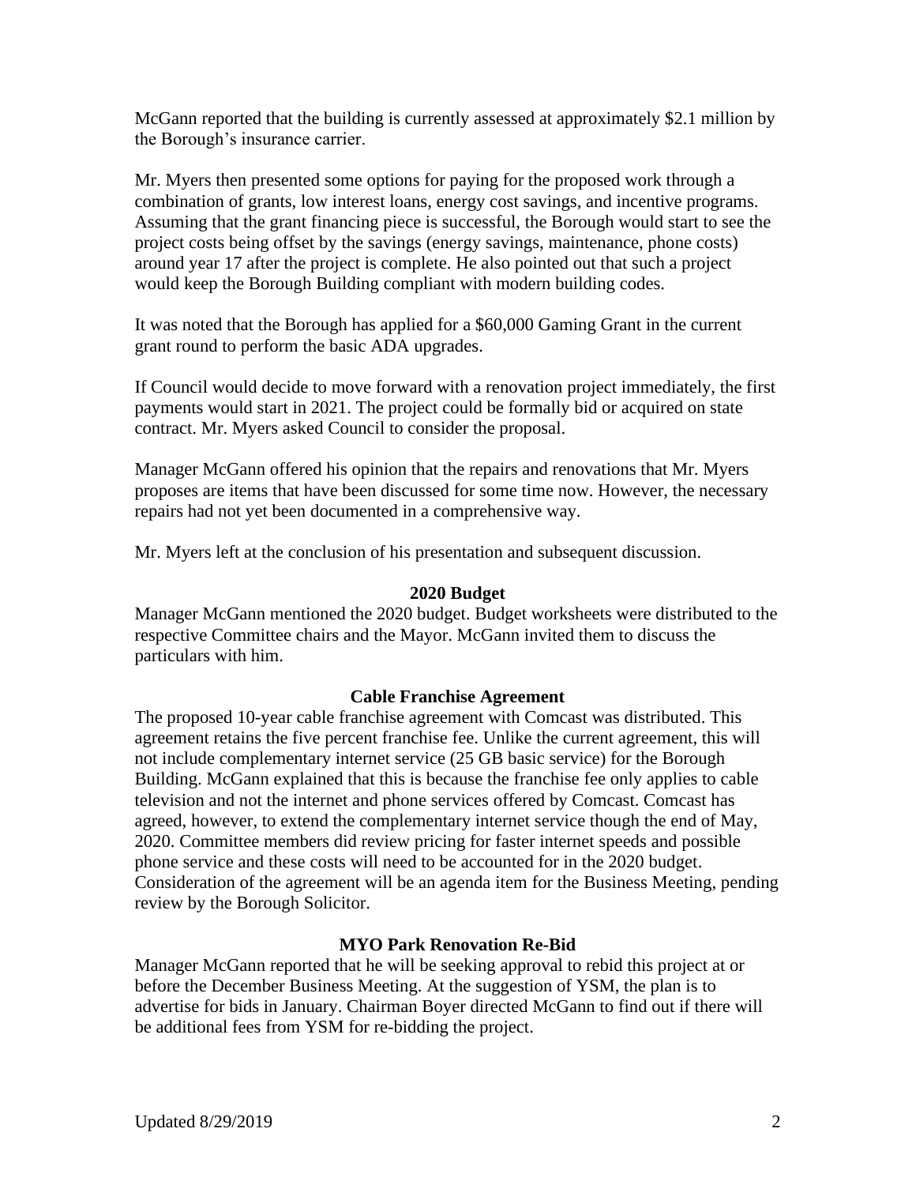McGann reported that the building is currently assessed at approximately $2.1 million by the Borough's insurance carrier.

Mr. Myers then presented some options for paying for the proposed work through a combination of grants, low interest loans, energy cost savings, and incentive programs. Assuming that the grant financing piece is successful, the Borough would start to see the project costs being offset by the savings (energy savings, maintenance, phone costs) around year 17 after the project is complete. He also pointed out that such a project would keep the Borough Building compliant with modern building codes.

It was noted that the Borough has applied for a $60,000 Gaming Grant in the current grant round to perform the basic ADA upgrades.

If Council would decide to move forward with a renovation project immediately, the first payments would start in 2021. The project could be formally bid or acquired on state contract. Mr. Myers asked Council to consider the proposal.

Manager McGann offered his opinion that the repairs and renovations that Mr. Myers proposes are items that have been discussed for some time now. However, the necessary repairs had not yet been documented in a comprehensive way.

Mr. Myers left at the conclusion of his presentation and subsequent discussion.

### 2020 Budget

Manager McGann mentioned the 2020 budget. Budget worksheets were distributed to the respective Committee chairs and the Mayor. McGann invited them to discuss the particulars with him.

### Cable Franchise Agreement

The proposed 10-year cable franchise agreement with Comcast was distributed. This agreement retains the five percent franchise fee. Unlike the current agreement, this will not include complementary internet service (25 GB basic service) for the Borough Building. McGann explained that this is because the franchise fee only applies to cable television and not the internet and phone services offered by Comcast. Comcast has agreed, however, to extend the complementary internet service though the end of May, 2020. Committee members did review pricing for faster internet speeds and possible phone service and these costs will need to be accounted for in the 2020 budget. Consideration of the agreement will be an agenda item for the Business Meeting, pending review by the Borough Solicitor.

### MYO Park Renovation Re-Bid

Manager McGann reported that he will be seeking approval to rebid this project at or before the December Business Meeting. At the suggestion of YSM, the plan is to advertise for bids in January. Chairman Boyer directed McGann to find out if there will be additional fees from YSM for re-bidding the project.

Updated 8/29/2019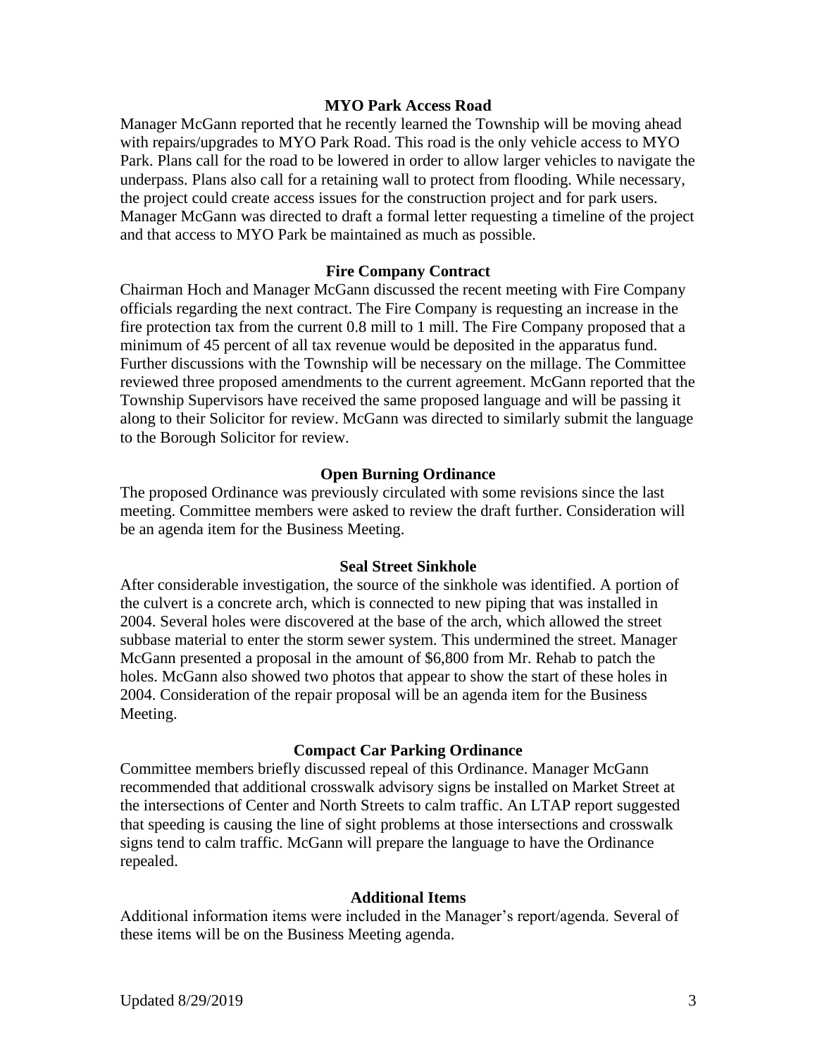### MYO Park Access Road

Manager McGann reported that he recently learned the Township will be moving ahead with repairs/upgrades to MYO Park Road. This road is the only vehicle access to MYO Park. Plans call for the road to be lowered in order to allow larger vehicles to navigate the underpass. Plans also call for a retaining wall to protect from flooding. While necessary, the project could create access issues for the construction project and for park users. Manager McGann was directed to draft a formal letter requesting a timeline of the project and that access to MYO Park be maintained as much as possible.

### Fire Company Contract

Chairman Hoch and Manager McGann discussed the recent meeting with Fire Company officials regarding the next contract. The Fire Company is requesting an increase in the fire protection tax from the current 0.8 mill to 1 mill. The Fire Company proposed that a minimum of 45 percent of all tax revenue would be deposited in the apparatus fund. Further discussions with the Township will be necessary on the millage. The Committee reviewed three proposed amendments to the current agreement. McGann reported that the Township Supervisors have received the same proposed language and will be passing it along to their Solicitor for review. McGann was directed to similarly submit the language to the Borough Solicitor for review.

### Open Burning Ordinance

The proposed Ordinance was previously circulated with some revisions since the last meeting. Committee members were asked to review the draft further. Consideration will be an agenda item for the Business Meeting.

### Seal Street Sinkhole

After considerable investigation, the source of the sinkhole was identified. A portion of the culvert is a concrete arch, which is connected to new piping that was installed in 2004. Several holes were discovered at the base of the arch, which allowed the street subbase material to enter the storm sewer system. This undermined the street. Manager McGann presented a proposal in the amount of $6,800 from Mr. Rehab to patch the holes. McGann also showed two photos that appear to show the start of these holes in 2004. Consideration of the repair proposal will be an agenda item for the Business Meeting.

### Compact Car Parking Ordinance

Committee members briefly discussed repeal of this Ordinance. Manager McGann recommended that additional crosswalk advisory signs be installed on Market Street at the intersections of Center and North Streets to calm traffic. An LTAP report suggested that speeding is causing the line of sight problems at those intersections and crosswalk signs tend to calm traffic. McGann will prepare the language to have the Ordinance repealed.

### Additional Items

Additional information items were included in the Manager's report/agenda. Several of these items will be on the Business Meeting agenda.

Updated 8/29/2019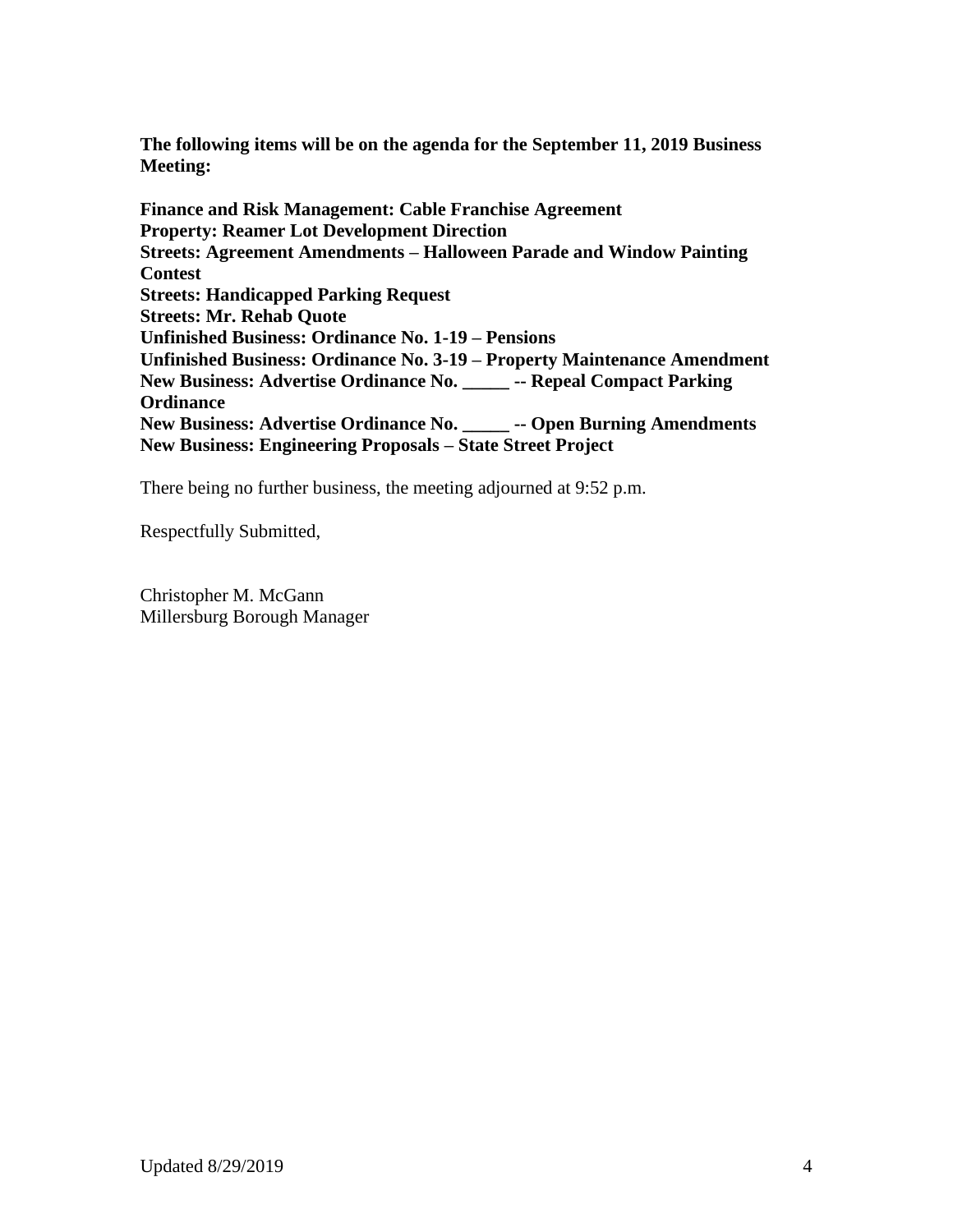**The following items will be on the agenda for the September 11, 2019 Business Meeting:**

**Finance and Risk Management: Cable Franchise Agreement**
**Property: Reamer Lot Development Direction**
**Streets: Agreement Amendments – Halloween Parade and Window Painting Contest**
**Streets: Handicapped Parking Request**
**Streets: Mr. Rehab Quote**
**Unfinished Business: Ordinance No. 1-19 – Pensions**
**Unfinished Business: Ordinance No. 3-19 – Property Maintenance Amendment**
**New Business: Advertise Ordinance No. _____ -- Repeal Compact Parking Ordinance**
**New Business: Advertise Ordinance No. _____ -- Open Burning Amendments**
**New Business: Engineering Proposals – State Street Project**

There being no further business, the meeting adjourned at 9:52 p.m.

Respectfully Submitted,

Christopher M. McGann
Millersburg Borough Manager